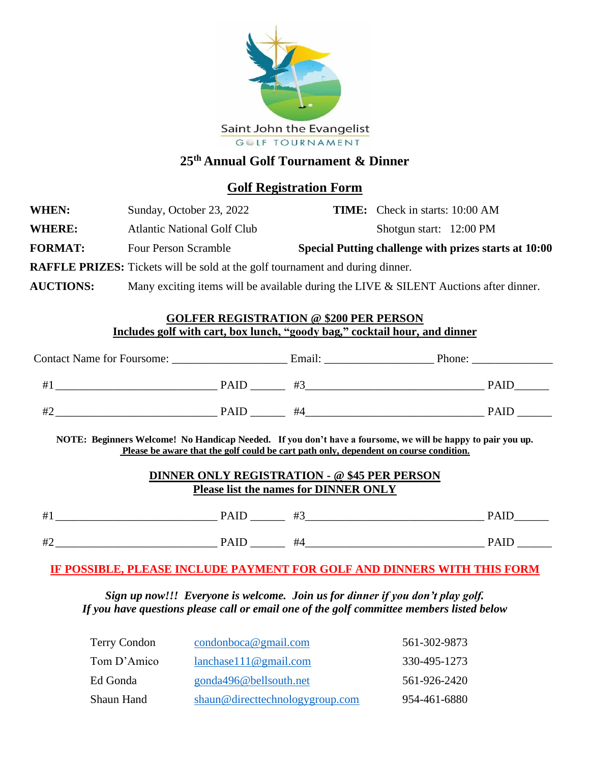Saint John the Evangelist
GOLF TOURNAMENT

# 25th Annual Golf Tournament & Dinner

## Golf Registration Form

| | | | |
|---|---|---|---|
| **WHEN:** | Sunday, October 23, 2022 | **TIME:** | Check in starts: 10:00 AM |
| **WHERE:** | Atlantic National Golf Club | | Shotgun start: 12:00 PM |
| **FORMAT:** | Four Person Scramble | | **Special Putting challenge with prizes starts at 10:00** |

**RAFFLE PRIZES:** Tickets will be sold at the golf tournament and during dinner.

**AUCTIONS:** Many exciting items will be available during the LIVE & SILENT Auctions after dinner.

**GOLFER REGISTRATION @ $200 PER PERSON**
**Includes golf with cart, box lunch, "goody bag," cocktail hour, and dinner**

Contact Name for Foursome: ___________________ Email: __________________ Phone: ______________

#1 ___________________________ PAID ______ #3 ______________________________ PAID ______

#2 ___________________________ PAID ______ #4 ______________________________ PAID ______

**NOTE: Beginners Welcome! No Handicap Needed. If you don't have a foursome, we will be happy to pair you up.**
**Please be aware that the golf could be cart path only, dependent on course condition.**

**DINNER ONLY REGISTRATION - @ $45 PER PERSON**
**Please list the names for DINNER ONLY**

#1 ___________________________ PAID ______ #3 ______________________________ PAID ______

#2 ___________________________ PAID ______ #4 ______________________________ PAID ______

**IF POSSIBLE, PLEASE INCLUDE PAYMENT FOR GOLF AND DINNERS WITH THIS FORM**

***Sign up now!!! Everyone is welcome. Join us for dinner if you don't play golf.***
***If you have questions please call or email one of the golf committee members listed below***

| | | |
|---|---|---|
| Terry Condon | condonboca@gmail.com | 561-302-9873 |
| Tom D'Amico | lanchase111@gmail.com | 330-495-1273 |
| Ed Gonda | gonda496@bellsouth.net | 561-926-2420 |
| Shaun Hand | shaun@directtechnologygroup.com | 954-461-6880 |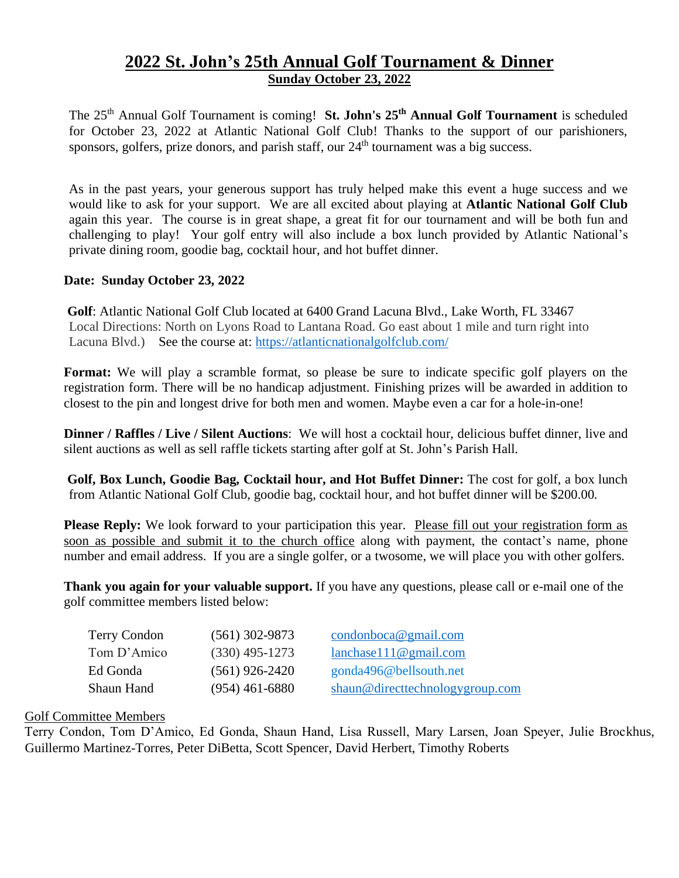# 2022 St. John's 25th Annual Golf Tournament & Dinner

**Sunday October 23, 2022**

The 25th Annual Golf Tournament is coming! **St. John's 25th Annual Golf Tournament** is scheduled for October 23, 2022 at Atlantic National Golf Club! Thanks to the support of our parishioners, sponsors, golfers, prize donors, and parish staff, our 24th tournament was a big success.

As in the past years, your generous support has truly helped make this event a huge success and we would like to ask for your support. We are all excited about playing at **Atlantic National Golf Club** again this year. The course is in great shape, a great fit for our tournament and will be both fun and challenging to play! Your golf entry will also include a box lunch provided by Atlantic National's private dining room, goodie bag, cocktail hour, and hot buffet dinner.

**Date: Sunday October 23, 2022**

**Golf**: Atlantic National Golf Club located at 6400 Grand Lacuna Blvd., Lake Worth, FL 33467
Local Directions: North on Lyons Road to Lantana Road. Go east about 1 mile and turn right into Lacuna Blvd.) See the course at: https://atlanticnationalgolfclub.com/

**Format:** We will play a scramble format, so please be sure to indicate specific golf players on the registration form. There will be no handicap adjustment. Finishing prizes will be awarded in addition to closest to the pin and longest drive for both men and women. Maybe even a car for a hole-in-one!

**Dinner / Raffles / Live / Silent Auctions**: We will host a cocktail hour, delicious buffet dinner, live and silent auctions as well as sell raffle tickets starting after golf at St. John's Parish Hall.

**Golf, Box Lunch, Goodie Bag, Cocktail hour, and Hot Buffet Dinner:** The cost for golf, a box lunch from Atlantic National Golf Club, goodie bag, cocktail hour, and hot buffet dinner will be $200.00.

**Please Reply:** We look forward to your participation this year. Please fill out your registration form as soon as possible and submit it to the church office along with payment, the contact's name, phone number and email address. If you are a single golfer, or a twosome, we will place you with other golfers.

**Thank you again for your valuable support.** If you have any questions, please call or e-mail one of the golf committee members listed below:

| | | |
|---|---|---|
| Terry Condon | (561) 302-9873 | condonboca@gmail.com |
| Tom D'Amico | (330) 495-1273 | lanchase111@gmail.com |
| Ed Gonda | (561) 926-2420 | gonda496@bellsouth.net |
| Shaun Hand | (954) 461-6880 | shaun@directtechnologygroup.com |

Golf Committee Members

Terry Condon, Tom D'Amico, Ed Gonda, Shaun Hand, Lisa Russell, Mary Larsen, Joan Speyer, Julie Brockhus, Guillermo Martinez-Torres, Peter DiBetta, Scott Spencer, David Herbert, Timothy Roberts